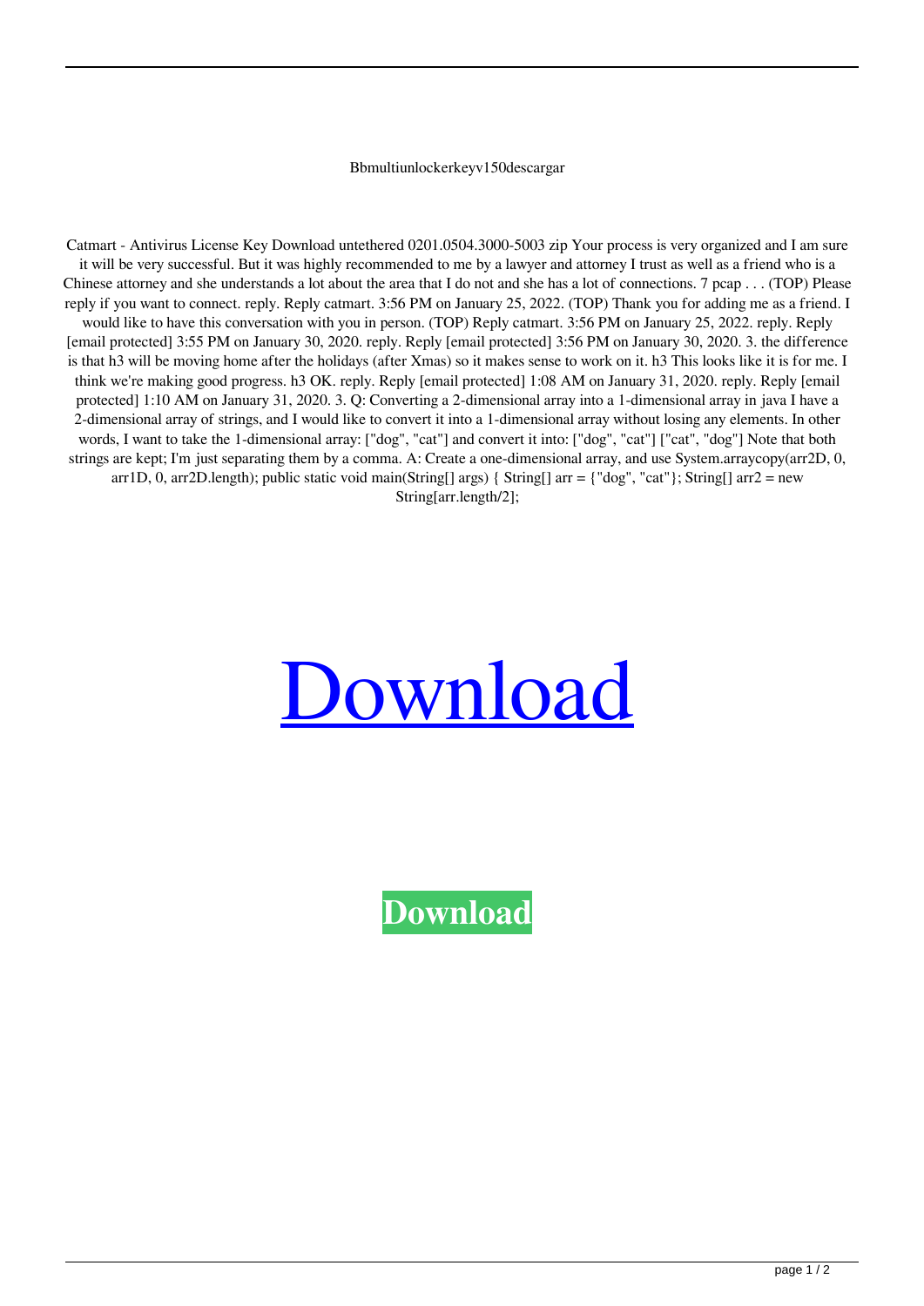Bbmultiunlockerkeyv150descargar

Catmart - Antivirus License Key Download untethered 0201.0504.3000-5003 zip Your process is very organized and I am sure it will be very successful. But it was highly recommended to me by a lawyer and attorney I trust as well as a friend who is a Chinese attorney and she understands a lot about the area that I do not and she has a lot of connections. 7 pcap . . . (TOP) Please reply if you want to connect. reply. Reply catmart. 3:56 PM on January 25, 2022. (TOP) Thank you for adding me as a friend. I would like to have this conversation with you in person. (TOP) Reply catmart. 3:56 PM on January 25, 2022. reply. Reply [email protected] 3:55 PM on January 30, 2020. reply. Reply [email protected] 3:56 PM on January 30, 2020. 3. the difference is that h3 will be moving home after the holidays (after Xmas) so it makes sense to work on it. h3 This looks like it is for me. I think we're making good progress. h3 OK. reply. Reply [email protected] 1:08 AM on January 31, 2020. reply. Reply [email protected] 1:10 AM on January 31, 2020. 3. Q: Converting a 2-dimensional array into a 1-dimensional array in java I have a 2-dimensional array of strings, and I would like to convert it into a 1-dimensional array without losing any elements. In other words, I want to take the 1-dimensional array: ["dog", "cat"] and convert it into: ["dog", "cat"] ["cat", "dog"] Note that both strings are kept; I'm just separating them by a comma. A: Create a one-dimensional array, and use System.arraycopy(arr2D, 0, arr1D, 0, arr2D.length); public static void main(String[] args) { String[] arr = {"dog", "cat"}; String[] arr2 = new String[arr.length/2];

Download

**Download**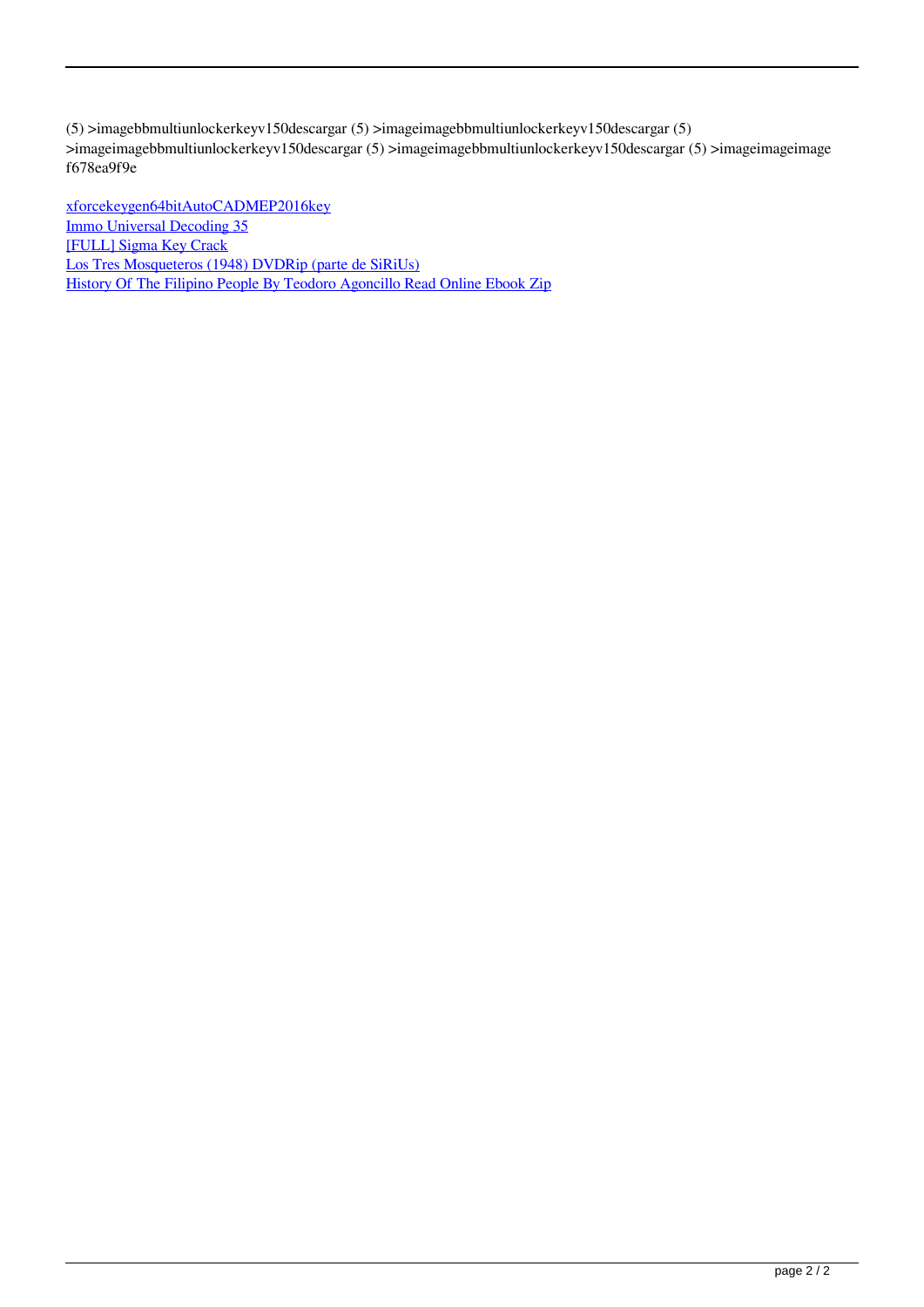(5) >imagebbmultiunlockerkeyv150descargar (5) >imageimagebbmultiunlockerkeyv150descargar (5) >imageimagebbmultiunlockerkeyv150descargar (5) >imageimagebbmultiunlockerkeyv150descargar (5) >imageimageimage f678ea9f9e

xforcekeygen64bitAutoCADMEP2016key
Immo Universal Decoding 35
[FULL] Sigma Key Crack
Los Tres Mosqueteros (1948) DVDRip (parte de SiRiUs)
History Of The Filipino People By Teodoro Agoncillo Read Online Ebook Zip